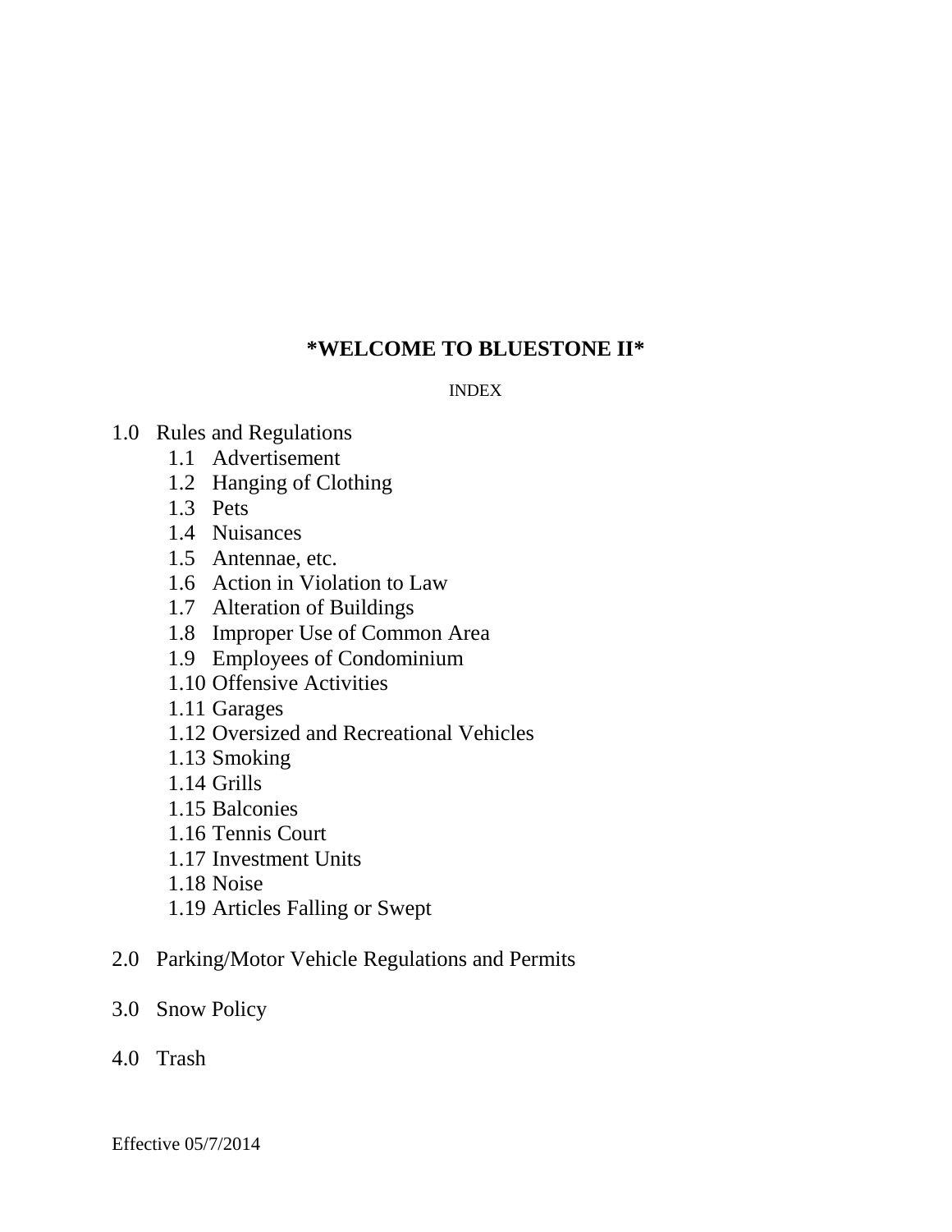# *WELCOME TO BLUESTONE II*

INDEX

- 1.0 Rules and Regulations
  - 1.1 Advertisement
  - 1.2 Hanging of Clothing
  - 1.3 Pets
  - 1.4 Nuisances
  - 1.5 Antennae, etc.
  - 1.6 Action in Violation to Law
  - 1.7 Alteration of Buildings
  - 1.8 Improper Use of Common Area
  - 1.9 Employees of Condominium
  - 1.10 Offensive Activities
  - 1.11 Garages
  - 1.12 Oversized and Recreational Vehicles
  - 1.13 Smoking
  - 1.14 Grills
  - 1.15 Balconies
  - 1.16 Tennis Court
  - 1.17 Investment Units
  - 1.18 Noise
  - 1.19 Articles Falling or Swept

- 2.0 Parking/Motor Vehicle Regulations and Permits

- 3.0 Snow Policy

- 4.0 Trash

Effective 05/7/2014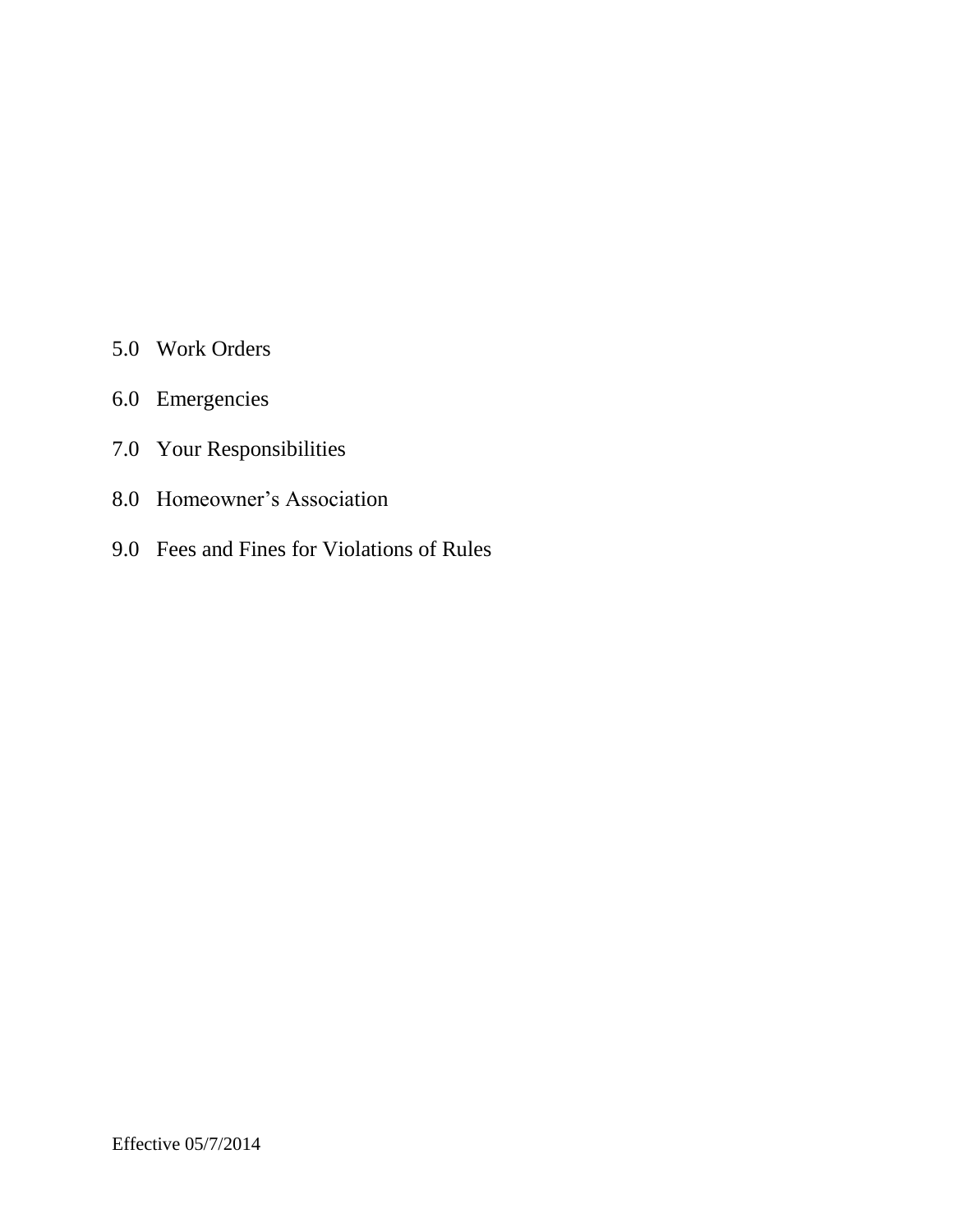5.0 Work Orders

6.0 Emergencies

7.0 Your Responsibilities

8.0 Homeowner's Association

9.0 Fees and Fines for Violations of Rules

Effective 05/7/2014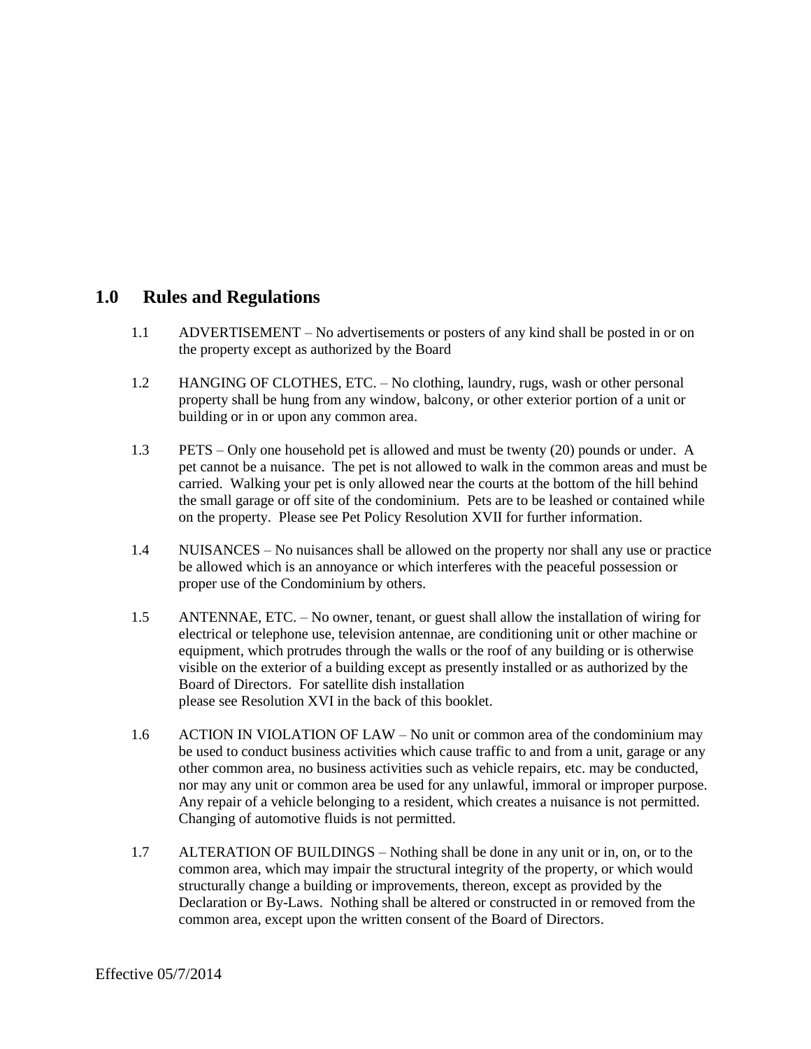## 1.0 Rules and Regulations

1.1 ADVERTISEMENT – No advertisements or posters of any kind shall be posted in or on the property except as authorized by the Board

1.2 HANGING OF CLOTHES, ETC. – No clothing, laundry, rugs, wash or other personal property shall be hung from any window, balcony, or other exterior portion of a unit or building or in or upon any common area.

1.3 PETS – Only one household pet is allowed and must be twenty (20) pounds or under. A pet cannot be a nuisance. The pet is not allowed to walk in the common areas and must be carried. Walking your pet is only allowed near the courts at the bottom of the hill behind the small garage or off site of the condominium. Pets are to be leashed or contained while on the property. Please see Pet Policy Resolution XVII for further information.

1.4 NUISANCES – No nuisances shall be allowed on the property nor shall any use or practice be allowed which is an annoyance or which interferes with the peaceful possession or proper use of the Condominium by others.

1.5 ANTENNAE, ETC. – No owner, tenant, or guest shall allow the installation of wiring for electrical or telephone use, television antennae, are conditioning unit or other machine or equipment, which protrudes through the walls or the roof of any building or is otherwise visible on the exterior of a building except as presently installed or as authorized by the Board of Directors. For satellite dish installation please see Resolution XVI in the back of this booklet.

1.6 ACTION IN VIOLATION OF LAW – No unit or common area of the condominium may be used to conduct business activities which cause traffic to and from a unit, garage or any other common area, no business activities such as vehicle repairs, etc. may be conducted, nor may any unit or common area be used for any unlawful, immoral or improper purpose. Any repair of a vehicle belonging to a resident, which creates a nuisance is not permitted. Changing of automotive fluids is not permitted.

1.7 ALTERATION OF BUILDINGS – Nothing shall be done in any unit or in, on, or to the common area, which may impair the structural integrity of the property, or which would structurally change a building or improvements, thereon, except as provided by the Declaration or By-Laws. Nothing shall be altered or constructed in or removed from the common area, except upon the written consent of the Board of Directors.

Effective 05/7/2014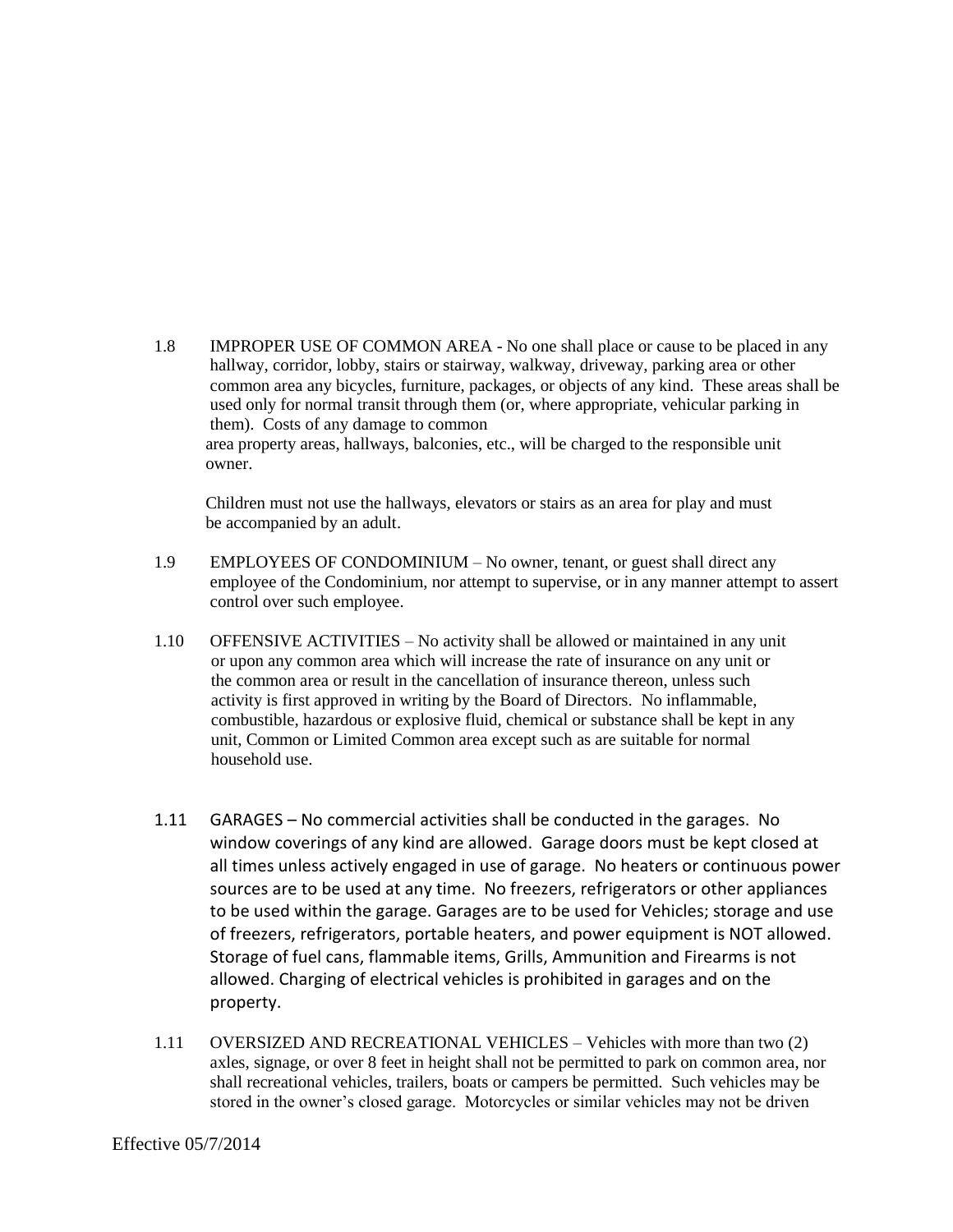1.8 IMPROPER USE OF COMMON AREA - No one shall place or cause to be placed in any hallway, corridor, lobby, stairs or stairway, walkway, driveway, parking area or other common area any bicycles, furniture, packages, or objects of any kind. These areas shall be used only for normal transit through them (or, where appropriate, vehicular parking in them). Costs of any damage to common area property areas, hallways, balconies, etc., will be charged to the responsible unit owner.

Children must not use the hallways, elevators or stairs as an area for play and must be accompanied by an adult.

1.9 EMPLOYEES OF CONDOMINIUM – No owner, tenant, or guest shall direct any employee of the Condominium, nor attempt to supervise, or in any manner attempt to assert control over such employee.

1.10 OFFENSIVE ACTIVITIES – No activity shall be allowed or maintained in any unit or upon any common area which will increase the rate of insurance on any unit or the common area or result in the cancellation of insurance thereon, unless such activity is first approved in writing by the Board of Directors. No inflammable, combustible, hazardous or explosive fluid, chemical or substance shall be kept in any unit, Common or Limited Common area except such as are suitable for normal household use.

1.11 GARAGES – No commercial activities shall be conducted in the garages. No window coverings of any kind are allowed. Garage doors must be kept closed at all times unless actively engaged in use of garage. No heaters or continuous power sources are to be used at any time. No freezers, refrigerators or other appliances to be used within the garage. Garages are to be used for Vehicles; storage and use of freezers, refrigerators, portable heaters, and power equipment is NOT allowed. Storage of fuel cans, flammable items, Grills, Ammunition and Firearms is not allowed. Charging of electrical vehicles is prohibited in garages and on the property.

1.11 OVERSIZED AND RECREATIONAL VEHICLES – Vehicles with more than two (2) axles, signage, or over 8 feet in height shall not be permitted to park on common area, nor shall recreational vehicles, trailers, boats or campers be permitted. Such vehicles may be stored in the owner's closed garage. Motorcycles or similar vehicles may not be driven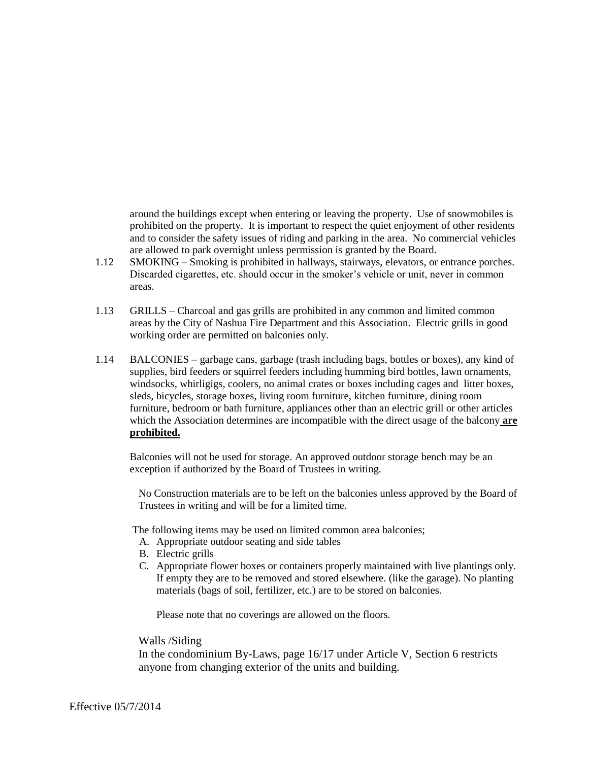around the buildings except when entering or leaving the property. Use of snowmobiles is prohibited on the property. It is important to respect the quiet enjoyment of other residents and to consider the safety issues of riding and parking in the area. No commercial vehicles are allowed to park overnight unless permission is granted by the Board.

1.12 SMOKING – Smoking is prohibited in hallways, stairways, elevators, or entrance porches. Discarded cigarettes, etc. should occur in the smoker's vehicle or unit, never in common areas.

1.13 GRILLS – Charcoal and gas grills are prohibited in any common and limited common areas by the City of Nashua Fire Department and this Association. Electric grills in good working order are permitted on balconies only.

1.14 BALCONIES – garbage cans, garbage (trash including bags, bottles or boxes), any kind of supplies, bird feeders or squirrel feeders including humming bird bottles, lawn ornaments, windsocks, whirligigs, coolers, no animal crates or boxes including cages and litter boxes, sleds, bicycles, storage boxes, living room furniture, kitchen furniture, dining room furniture, bedroom or bath furniture, appliances other than an electric grill or other articles which the Association determines are incompatible with the direct usage of the balcony **are prohibited.**

Balconies will not be used for storage. An approved outdoor storage bench may be an exception if authorized by the Board of Trustees in writing.

No Construction materials are to be left on the balconies unless approved by the Board of Trustees in writing and will be for a limited time.

The following items may be used on limited common area balconies;

A. Appropriate outdoor seating and side tables
B. Electric grills
C. Appropriate flower boxes or containers properly maintained with live plantings only. If empty they are to be removed and stored elsewhere. (like the garage). No planting materials (bags of soil, fertilizer, etc.) are to be stored on balconies.

Please note that no coverings are allowed on the floors.

Walls /Siding

In the condominium By-Laws, page 16/17 under Article V, Section 6 restricts anyone from changing exterior of the units and building.

Effective 05/7/2014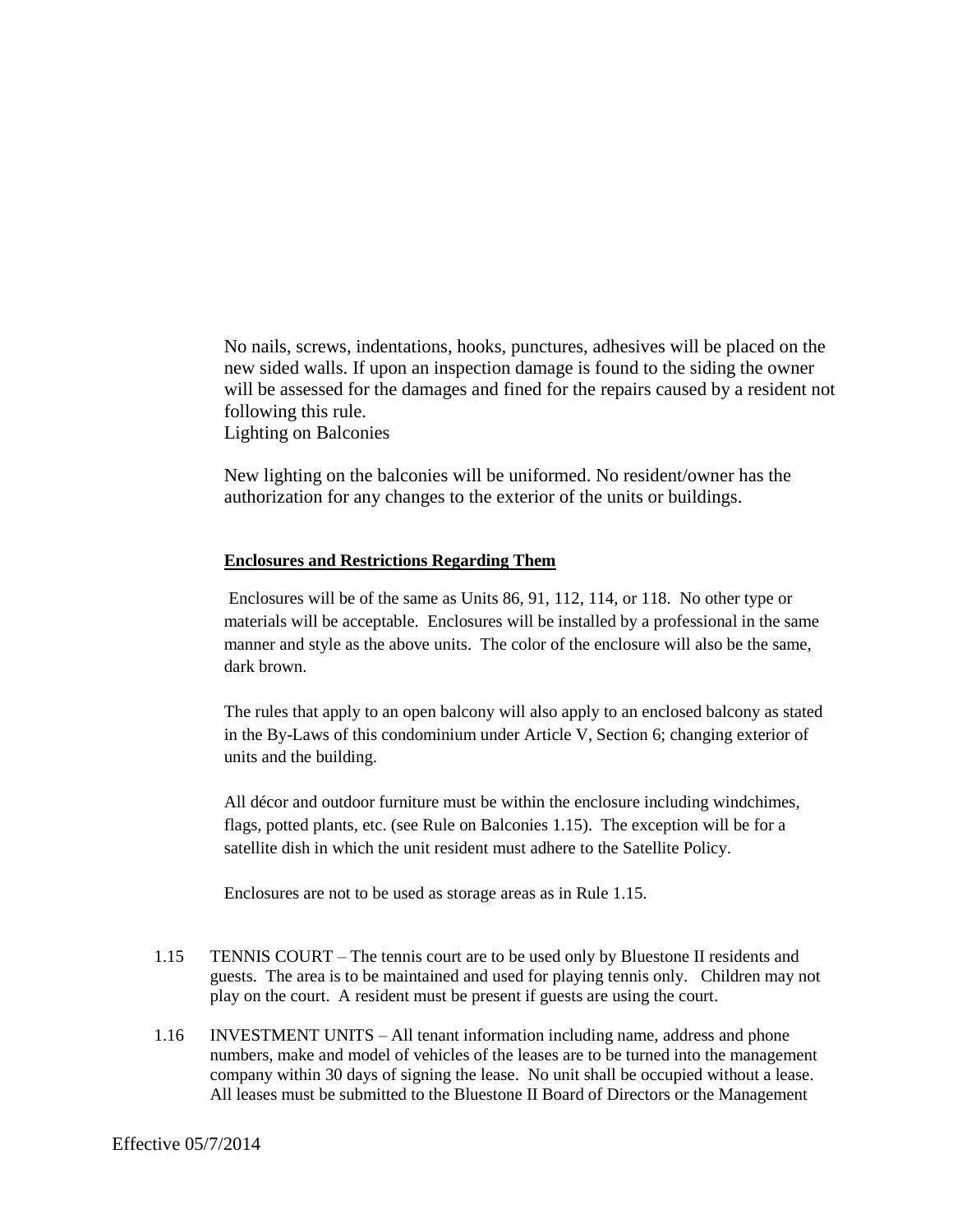No nails, screws, indentations, hooks, punctures, adhesives will be placed on the new sided walls. If upon an inspection damage is found to the siding the owner will be assessed for the damages and fined for the repairs caused by a resident not following this rule.

Lighting on Balconies

New lighting on the balconies will be uniformed. No resident/owner has the authorization for any changes to the exterior of the units or buildings.

**Enclosures and Restrictions Regarding Them**

Enclosures will be of the same as Units 86, 91, 112, 114, or 118. No other type or materials will be acceptable. Enclosures will be installed by a professional in the same manner and style as the above units. The color of the enclosure will also be the same, dark brown.

The rules that apply to an open balcony will also apply to an enclosed balcony as stated in the By-Laws of this condominium under Article V, Section 6; changing exterior of units and the building.

All décor and outdoor furniture must be within the enclosure including windchimes, flags, potted plants, etc. (see Rule on Balconies 1.15). The exception will be for a satellite dish in which the unit resident must adhere to the Satellite Policy.

Enclosures are not to be used as storage areas as in Rule 1.15.

1.15 TENNIS COURT – The tennis court are to be used only by Bluestone II residents and guests. The area is to be maintained and used for playing tennis only. Children may not play on the court. A resident must be present if guests are using the court.

1.16 INVESTMENT UNITS – All tenant information including name, address and phone numbers, make and model of vehicles of the leases are to be turned into the management company within 30 days of signing the lease. No unit shall be occupied without a lease. All leases must be submitted to the Bluestone II Board of Directors or the Management

Effective 05/7/2014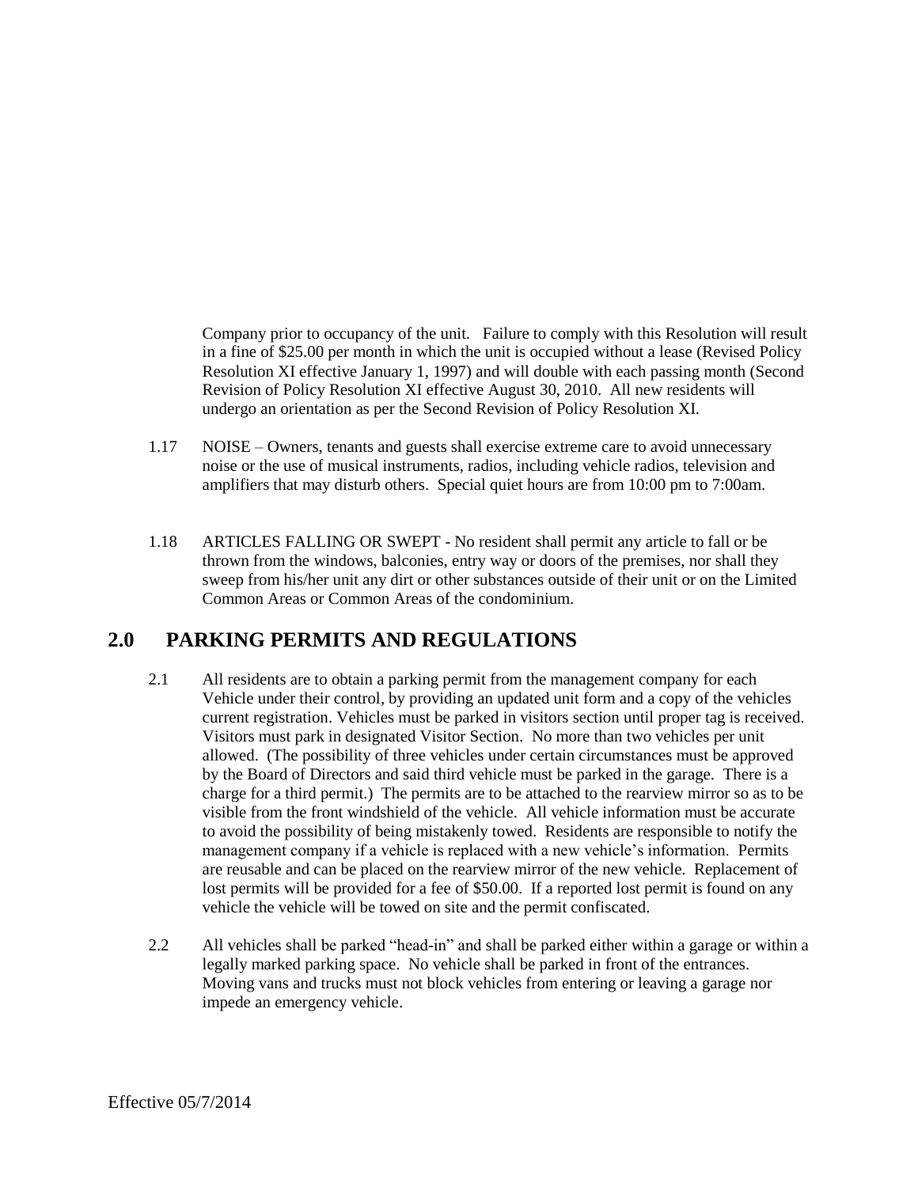Company prior to occupancy of the unit. Failure to comply with this Resolution will result in a fine of $25.00 per month in which the unit is occupied without a lease (Revised Policy Resolution XI effective January 1, 1997) and will double with each passing month (Second Revision of Policy Resolution XI effective August 30, 2010. All new residents will undergo an orientation as per the Second Revision of Policy Resolution XI.

1.17 NOISE – Owners, tenants and guests shall exercise extreme care to avoid unnecessary noise or the use of musical instruments, radios, including vehicle radios, television and amplifiers that may disturb others. Special quiet hours are from 10:00 pm to 7:00am.

1.18 ARTICLES FALLING OR SWEPT - No resident shall permit any article to fall or be thrown from the windows, balconies, entry way or doors of the premises, nor shall they sweep from his/her unit any dirt or other substances outside of their unit or on the Limited Common Areas or Common Areas of the condominium.

## 2.0 PARKING PERMITS AND REGULATIONS

2.1 All residents are to obtain a parking permit from the management company for each Vehicle under their control, by providing an updated unit form and a copy of the vehicles current registration. Vehicles must be parked in visitors section until proper tag is received. Visitors must park in designated Visitor Section. No more than two vehicles per unit allowed. (The possibility of three vehicles under certain circumstances must be approved by the Board of Directors and said third vehicle must be parked in the garage. There is a charge for a third permit.) The permits are to be attached to the rearview mirror so as to be visible from the front windshield of the vehicle. All vehicle information must be accurate to avoid the possibility of being mistakenly towed. Residents are responsible to notify the management company if a vehicle is replaced with a new vehicle's information. Permits are reusable and can be placed on the rearview mirror of the new vehicle. Replacement of lost permits will be provided for a fee of $50.00. If a reported lost permit is found on any vehicle the vehicle will be towed on site and the permit confiscated.

2.2 All vehicles shall be parked "head-in" and shall be parked either within a garage or within a legally marked parking space. No vehicle shall be parked in front of the entrances. Moving vans and trucks must not block vehicles from entering or leaving a garage nor impede an emergency vehicle.

Effective 05/7/2014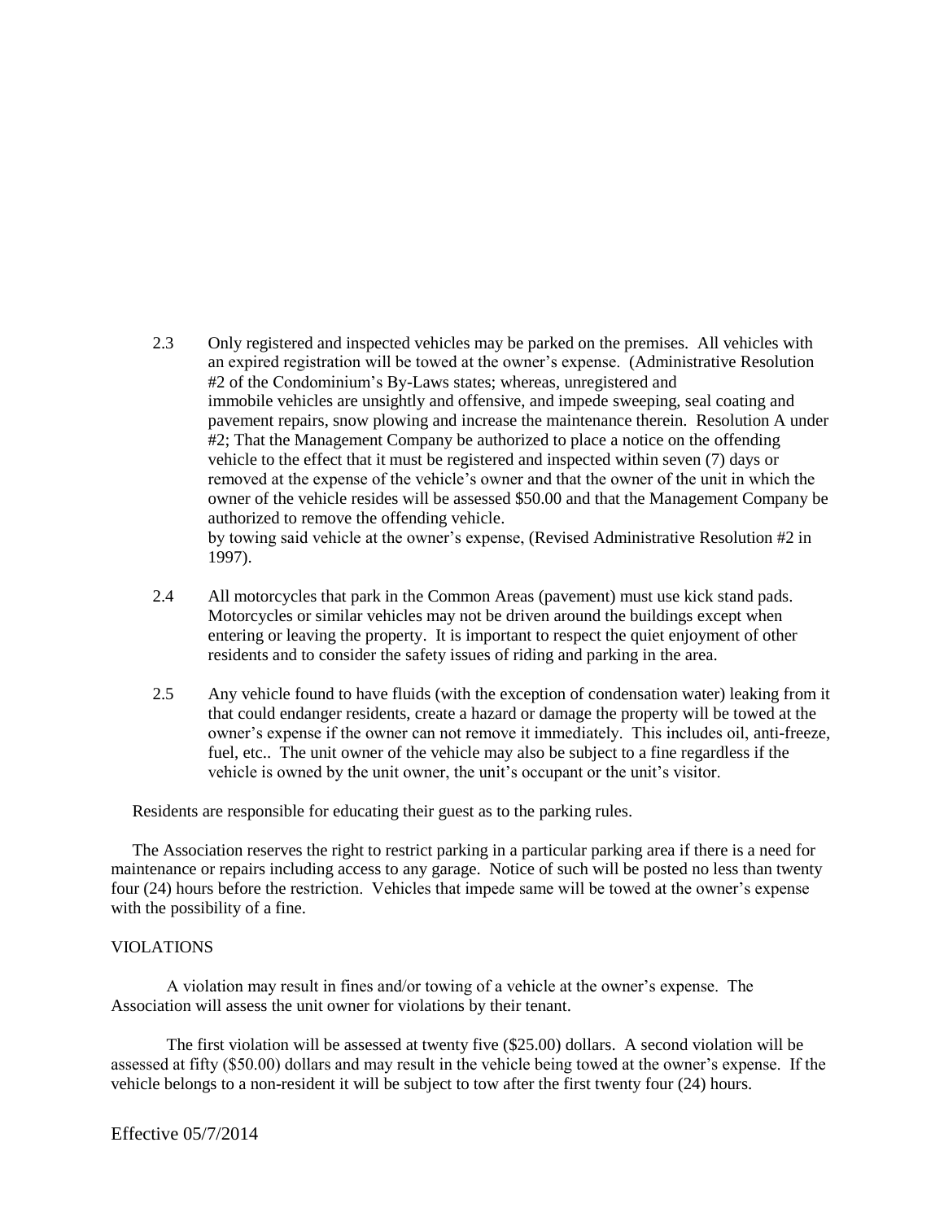2.3 Only registered and inspected vehicles may be parked on the premises. All vehicles with an expired registration will be towed at the owner's expense. (Administrative Resolution #2 of the Condominium's By-Laws states; whereas, unregistered and immobile vehicles are unsightly and offensive, and impede sweeping, seal coating and pavement repairs, snow plowing and increase the maintenance therein. Resolution A under #2; That the Management Company be authorized to place a notice on the offending vehicle to the effect that it must be registered and inspected within seven (7) days or removed at the expense of the vehicle's owner and that the owner of the unit in which the owner of the vehicle resides will be assessed $50.00 and that the Management Company be authorized to remove the offending vehicle.
by towing said vehicle at the owner's expense, (Revised Administrative Resolution #2 in 1997).

2.4 All motorcycles that park in the Common Areas (pavement) must use kick stand pads. Motorcycles or similar vehicles may not be driven around the buildings except when entering or leaving the property. It is important to respect the quiet enjoyment of other residents and to consider the safety issues of riding and parking in the area.

2.5 Any vehicle found to have fluids (with the exception of condensation water) leaking from it that could endanger residents, create a hazard or damage the property will be towed at the owner's expense if the owner can not remove it immediately. This includes oil, anti-freeze, fuel, etc.. The unit owner of the vehicle may also be subject to a fine regardless if the vehicle is owned by the unit owner, the unit's occupant or the unit's visitor.

Residents are responsible for educating their guest as to the parking rules.

The Association reserves the right to restrict parking in a particular parking area if there is a need for maintenance or repairs including access to any garage. Notice of such will be posted no less than twenty four (24) hours before the restriction. Vehicles that impede same will be towed at the owner's expense with the possibility of a fine.

VIOLATIONS

A violation may result in fines and/or towing of a vehicle at the owner's expense. The Association will assess the unit owner for violations by their tenant.

The first violation will be assessed at twenty five ($25.00) dollars. A second violation will be assessed at fifty ($50.00) dollars and may result in the vehicle being towed at the owner's expense. If the vehicle belongs to a non-resident it will be subject to tow after the first twenty four (24) hours.

Effective 05/7/2014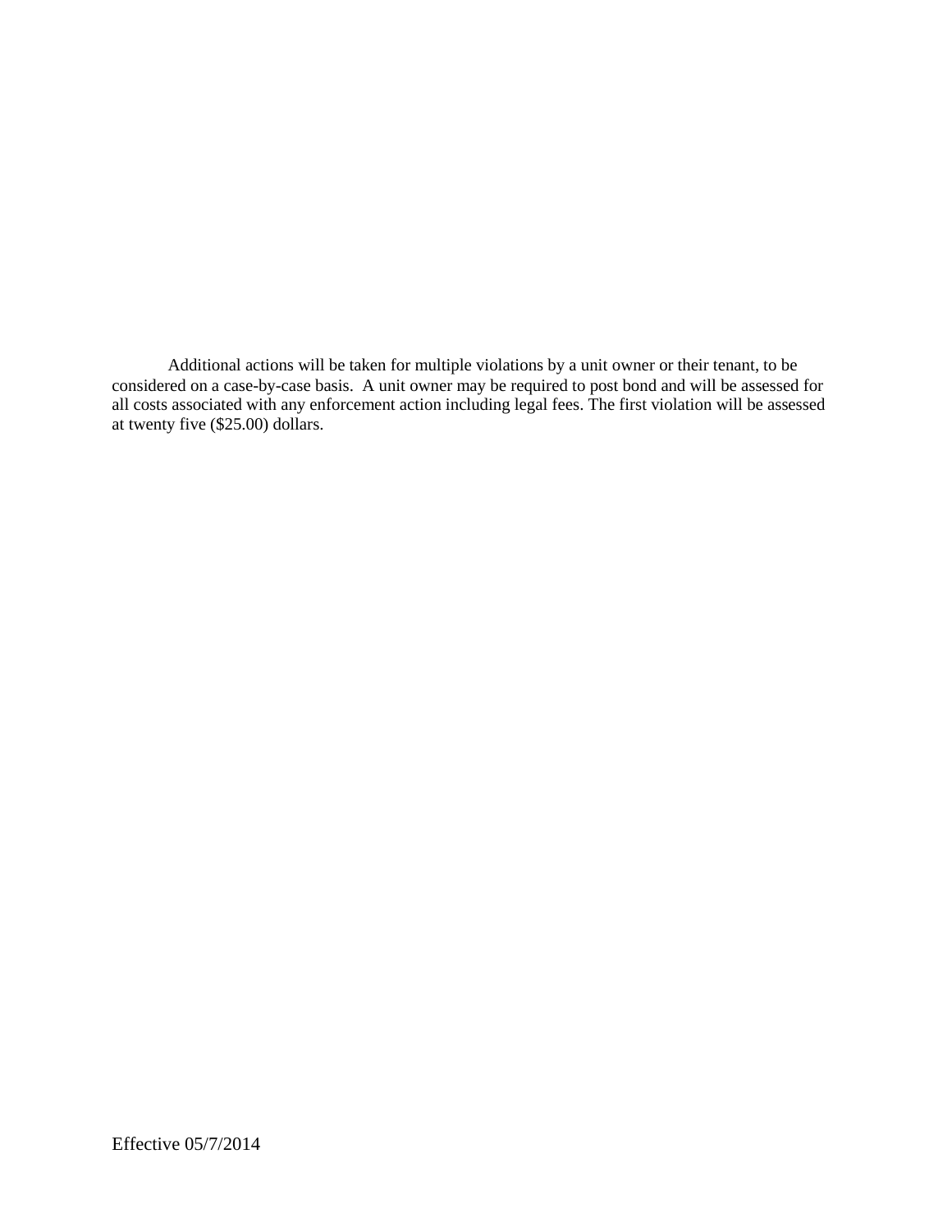Additional actions will be taken for multiple violations by a unit owner or their tenant, to be considered on a case-by-case basis. A unit owner may be required to post bond and will be assessed for all costs associated with any enforcement action including legal fees. The first violation will be assessed at twenty five ($25.00) dollars.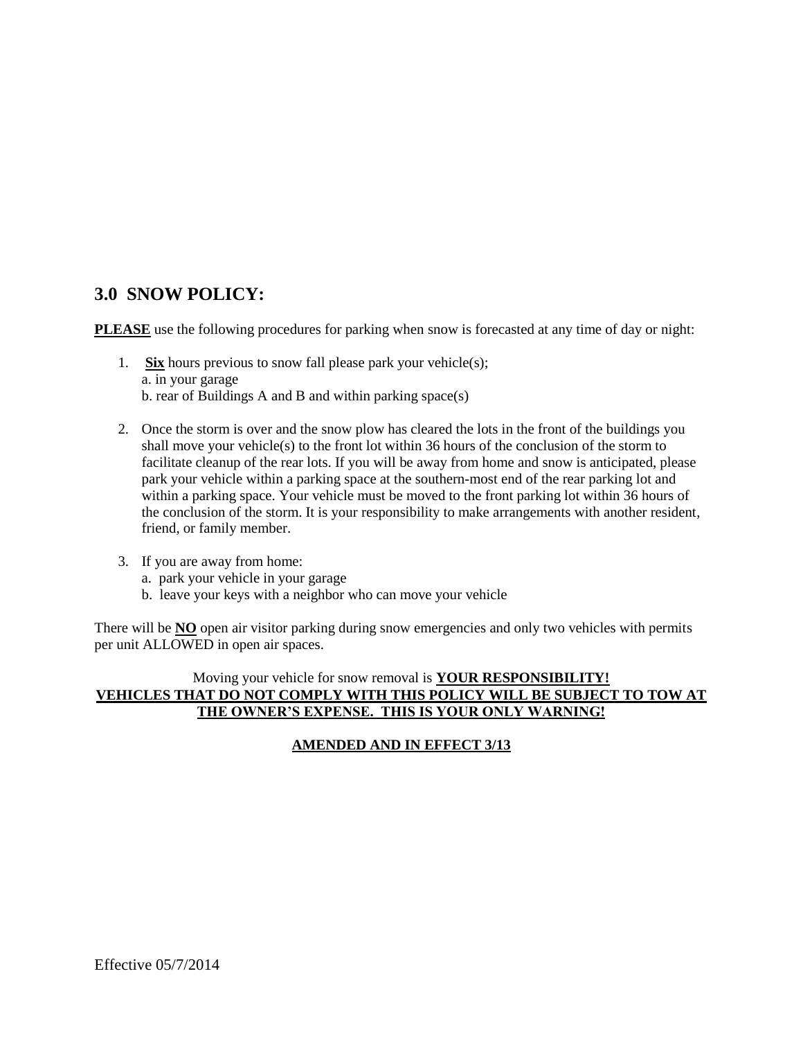## 3.0 SNOW POLICY:

**PLEASE** use the following procedures for parking when snow is forecasted at any time of day or night:

1. **Six** hours previous to snow fall please park your vehicle(s);
   a. in your garage
   b. rear of Buildings A and B and within parking space(s)

2. Once the storm is over and the snow plow has cleared the lots in the front of the buildings you shall move your vehicle(s) to the front lot within 36 hours of the conclusion of the storm to facilitate cleanup of the rear lots. If you will be away from home and snow is anticipated, please park your vehicle within a parking space at the southern-most end of the rear parking lot and within a parking space. Your vehicle must be moved to the front parking lot within 36 hours of the conclusion of the storm. It is your responsibility to make arrangements with another resident, friend, or family member.

3. If you are away from home:
   a. park your vehicle in your garage
   b. leave your keys with a neighbor who can move your vehicle

There will be **NO** open air visitor parking during snow emergencies and only two vehicles with permits per unit ALLOWED in open air spaces.

Moving your vehicle for snow removal is **YOUR RESPONSIBILITY!**
**VEHICLES THAT DO NOT COMPLY WITH THIS POLICY WILL BE SUBJECT TO TOW AT THE OWNER'S EXPENSE. THIS IS YOUR ONLY WARNING!**

**AMENDED AND IN EFFECT 3/13**

Effective 05/7/2014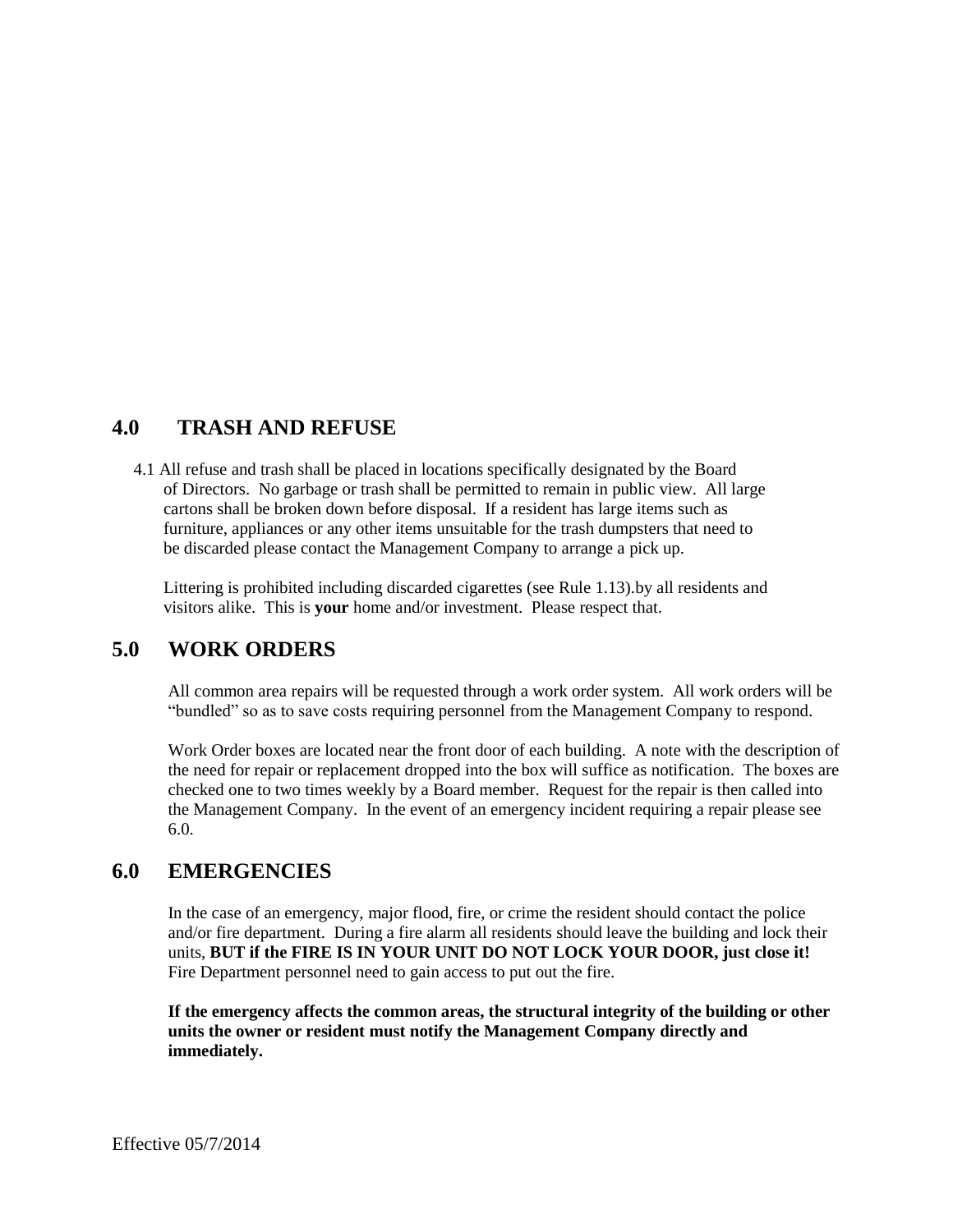## 4.0 TRASH AND REFUSE

4.1 All refuse and trash shall be placed in locations specifically designated by the Board of Directors. No garbage or trash shall be permitted to remain in public view. All large cartons shall be broken down before disposal. If a resident has large items such as furniture, appliances or any other items unsuitable for the trash dumpsters that need to be discarded please contact the Management Company to arrange a pick up.

Littering is prohibited including discarded cigarettes (see Rule 1.13).by all residents and visitors alike. This is **your** home and/or investment. Please respect that.

## 5.0 WORK ORDERS

All common area repairs will be requested through a work order system. All work orders will be "bundled" so as to save costs requiring personnel from the Management Company to respond.

Work Order boxes are located near the front door of each building. A note with the description of the need for repair or replacement dropped into the box will suffice as notification. The boxes are checked one to two times weekly by a Board member. Request for the repair is then called into the Management Company. In the event of an emergency incident requiring a repair please see 6.0.

## 6.0 EMERGENCIES

In the case of an emergency, major flood, fire, or crime the resident should contact the police and/or fire department. During a fire alarm all residents should leave the building and lock their units, **BUT if the FIRE IS IN YOUR UNIT DO NOT LOCK YOUR DOOR, just close it!** Fire Department personnel need to gain access to put out the fire.

**If the emergency affects the common areas, the structural integrity of the building or other units the owner or resident must notify the Management Company directly and immediately.**

Effective 05/7/2014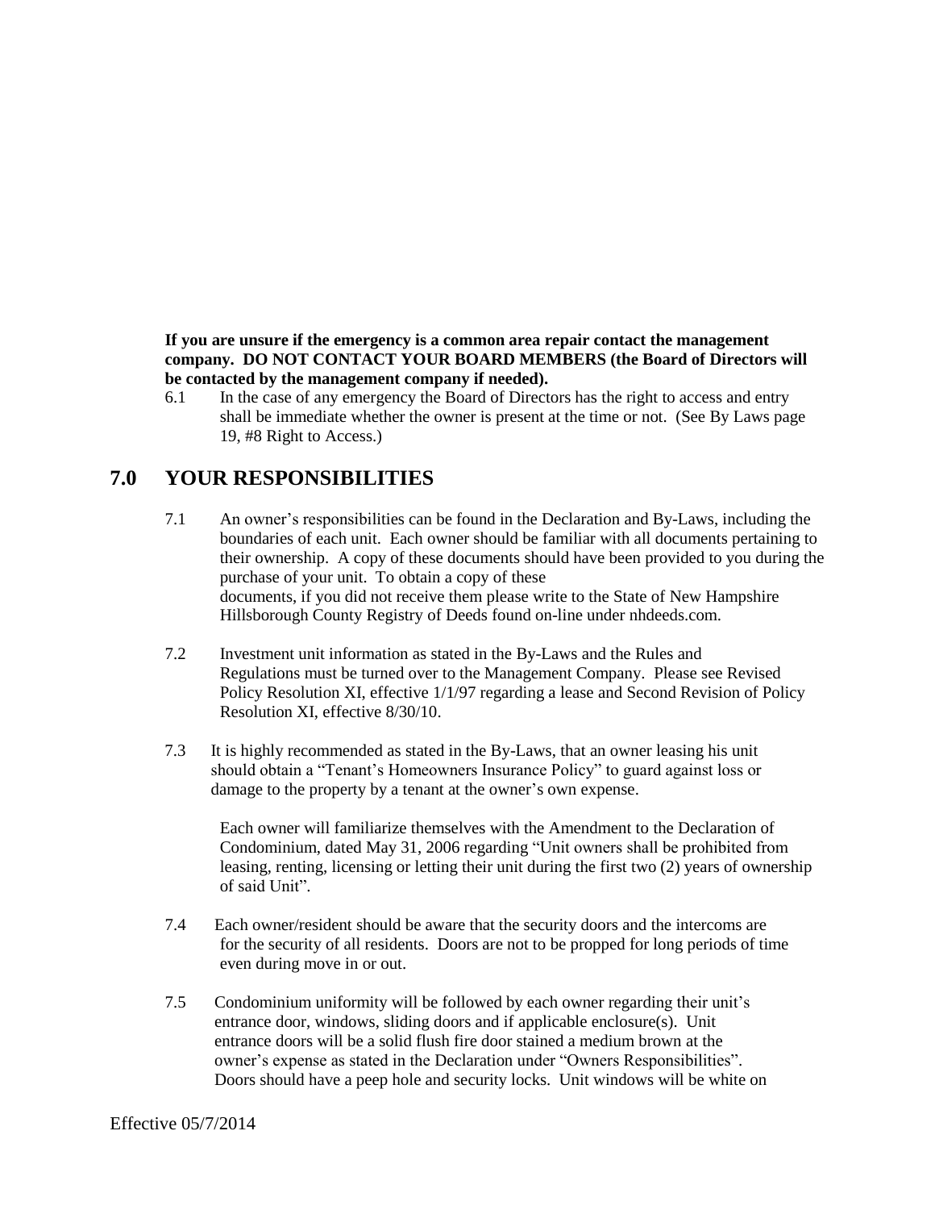**If you are unsure if the emergency is a common area repair contact the management company. DO NOT CONTACT YOUR BOARD MEMBERS (the Board of Directors will be contacted by the management company if needed).**

6.1 In the case of any emergency the Board of Directors has the right to access and entry shall be immediate whether the owner is present at the time or not. (See By Laws page 19, #8 Right to Access.)

## 7.0 YOUR RESPONSIBILITIES

7.1 An owner's responsibilities can be found in the Declaration and By-Laws, including the boundaries of each unit. Each owner should be familiar with all documents pertaining to their ownership. A copy of these documents should have been provided to you during the purchase of your unit. To obtain a copy of these documents, if you did not receive them please write to the State of New Hampshire Hillsborough County Registry of Deeds found on-line under nhdeeds.com.

7.2 Investment unit information as stated in the By-Laws and the Rules and Regulations must be turned over to the Management Company. Please see Revised Policy Resolution XI, effective 1/1/97 regarding a lease and Second Revision of Policy Resolution XI, effective 8/30/10.

7.3 It is highly recommended as stated in the By-Laws, that an owner leasing his unit should obtain a "Tenant's Homeowners Insurance Policy" to guard against loss or damage to the property by a tenant at the owner's own expense.

Each owner will familiarize themselves with the Amendment to the Declaration of Condominium, dated May 31, 2006 regarding "Unit owners shall be prohibited from leasing, renting, licensing or letting their unit during the first two (2) years of ownership of said Unit".

7.4 Each owner/resident should be aware that the security doors and the intercoms are for the security of all residents. Doors are not to be propped for long periods of time even during move in or out.

7.5 Condominium uniformity will be followed by each owner regarding their unit's entrance door, windows, sliding doors and if applicable enclosure(s). Unit entrance doors will be a solid flush fire door stained a medium brown at the owner's expense as stated in the Declaration under "Owners Responsibilities". Doors should have a peep hole and security locks. Unit windows will be white on

Effective 05/7/2014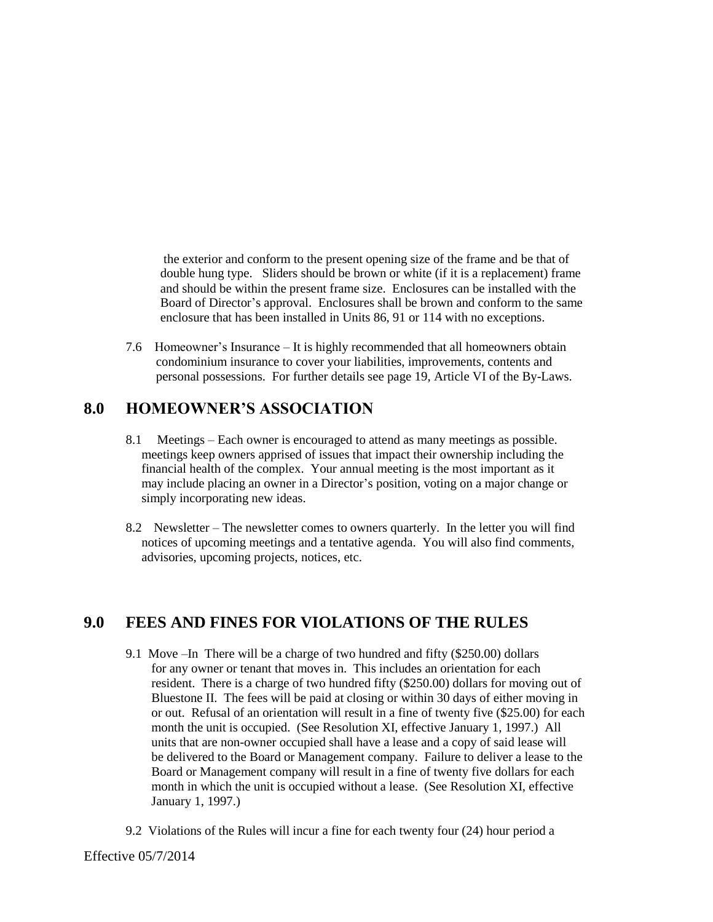the exterior and conform to the present opening size of the frame and be that of double hung type. Sliders should be brown or white (if it is a replacement) frame and should be within the present frame size. Enclosures can be installed with the Board of Director's approval. Enclosures shall be brown and conform to the same enclosure that has been installed in Units 86, 91 or 114 with no exceptions.

7.6 Homeowner's Insurance – It is highly recommended that all homeowners obtain condominium insurance to cover your liabilities, improvements, contents and personal possessions. For further details see page 19, Article VI of the By-Laws.

## 8.0 HOMEOWNER'S ASSOCIATION

8.1 Meetings – Each owner is encouraged to attend as many meetings as possible. meetings keep owners apprised of issues that impact their ownership including the financial health of the complex. Your annual meeting is the most important as it may include placing an owner in a Director's position, voting on a major change or simply incorporating new ideas.

8.2 Newsletter – The newsletter comes to owners quarterly. In the letter you will find notices of upcoming meetings and a tentative agenda. You will also find comments, advisories, upcoming projects, notices, etc.

## 9.0 FEES AND FINES FOR VIOLATIONS OF THE RULES

9.1 Move –In There will be a charge of two hundred and fifty ($250.00) dollars for any owner or tenant that moves in. This includes an orientation for each resident. There is a charge of two hundred fifty ($250.00) dollars for moving out of Bluestone II. The fees will be paid at closing or within 30 days of either moving in or out. Refusal of an orientation will result in a fine of twenty five ($25.00) for each month the unit is occupied. (See Resolution XI, effective January 1, 1997.) All units that are non-owner occupied shall have a lease and a copy of said lease will be delivered to the Board or Management company. Failure to deliver a lease to the Board or Management company will result in a fine of twenty five dollars for each month in which the unit is occupied without a lease. (See Resolution XI, effective January 1, 1997.)

9.2 Violations of the Rules will incur a fine for each twenty four (24) hour period a

Effective 05/7/2014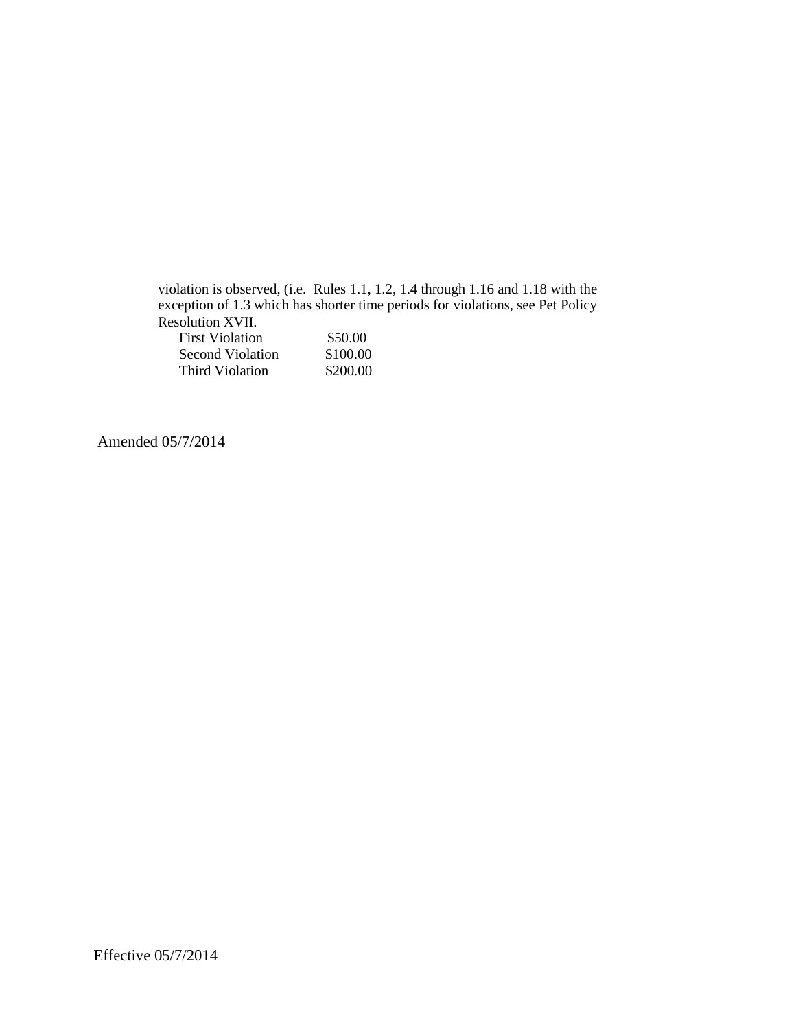violation is observed, (i.e. Rules 1.1, 1.2, 1.4 through 1.16 and 1.18 with the exception of 1.3 which has shorter time periods for violations, see Pet Policy Resolution XVII.

| | |
|---|---|
| First Violation | $50.00 |
| Second Violation | $100.00 |
| Third Violation | $200.00 |

Amended 05/7/2014

Effective 05/7/2014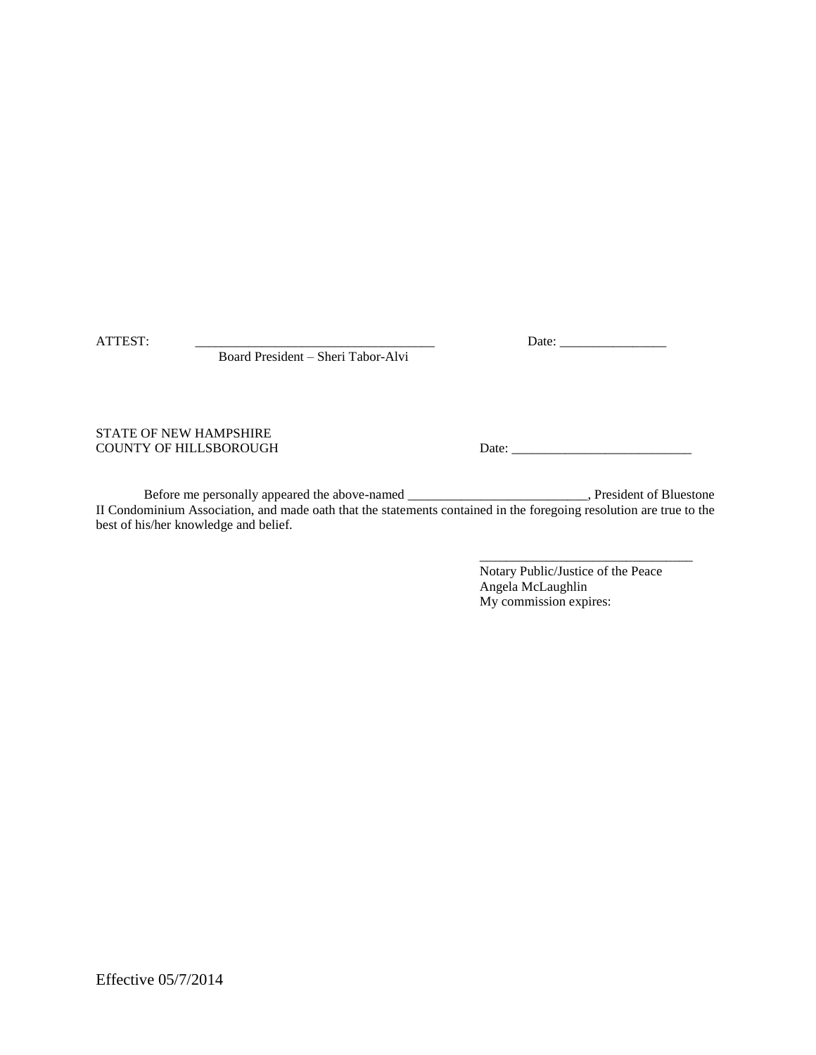ATTEST: ____________________________________ Date: ________________

Board President – Sheri Tabor-Alvi

STATE OF NEW HAMPSHIRE
COUNTY OF HILLSBOROUGH Date: ___________________________

Before me personally appeared the above-named ___________________________, President of Bluestone II Condominium Association, and made oath that the statements contained in the foregoing resolution are true to the best of his/her knowledge and belief.

________________________________
Notary Public/Justice of the Peace
Angela McLaughlin
My commission expires:

Effective 05/7/2014